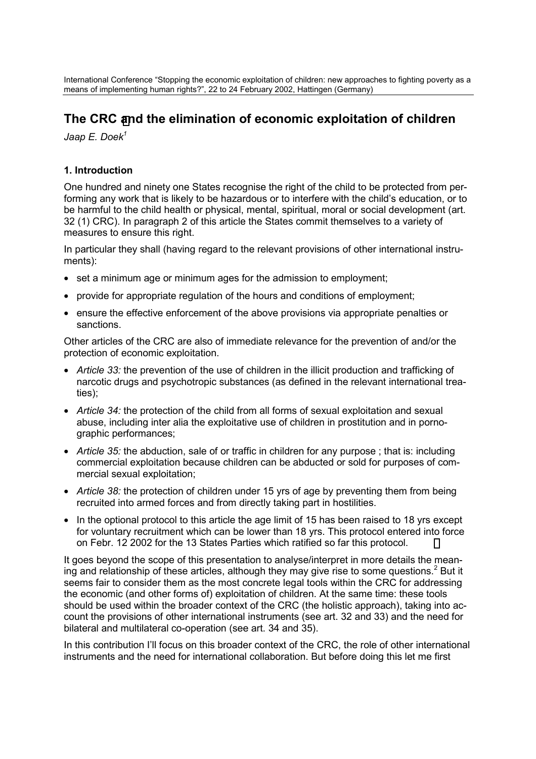# The CRC and the elimination of economic exploitation of children

*Jaap E. Doek[1]*

### 1. Introduction

One hundred and ninety one States recognise the right of the child to be protected from performing any work that is likely to be hazardous or to interfere with the child's education, or to be harmful to the child health or physical, mental, spiritual, moral or social development (art. 32 (1) CRC). In paragraph 2 of this article the States commit themselves to a variety of measures to ensure this right.

In particular they shall (having regard to the relevant provisions of other international instruments):

- set a minimum age or minimum ages for the admission to employment;
- provide for appropriate regulation of the hours and conditions of employment;
- ensure the effective enforcement of the above provisions via appropriate penalties or sanctions.

Other articles of the CRC are also of immediate relevance for the prevention of and/or the protection of economic exploitation.

- *Article 33:* the prevention of the use of children in the illicit production and trafficking of narcotic drugs and psychotropic substances (as defined in the relevant international treaties);
- *Article 34:* the protection of the child from all forms of sexual exploitation and sexual abuse, including inter alia the exploitative use of children in prostitution and in pornographic performances;
- *Article 35:* the abduction, sale of or traffic in children for any purpose ; that is: including commercial exploitation because children can be abducted or sold for purposes of commercial sexual exploitation;
- *Article 38:* the protection of children under 15 yrs of age by preventing them from being recruited into armed forces and from directly taking part in hostilities.
- In the optional protocol to this article the age limit of 15 has been raised to 18 yrs except for voluntary recruitment which can be lower than 18 yrs. This protocol entered into force on Febr. 12 2002 for the 13 States Parties which ratified so far this protocol.

It goes beyond the scope of this presentation to analyse/interpret in more details the meaning and relationship of these articles, although they may give rise to some questions.[2] But it seems fair to consider them as the most concrete legal tools within the CRC for addressing the economic (and other forms of) exploitation of children. At the same time: these tools should be used within the broader context of the CRC (the holistic approach), taking into account the provisions of other international instruments (see art. 32 and 33) and the need for bilateral and multilateral co-operation (see art. 34 and 35).

In this contribution I'll focus on this broader context of the CRC, the role of other international instruments and the need for international collaboration. But before doing this let me first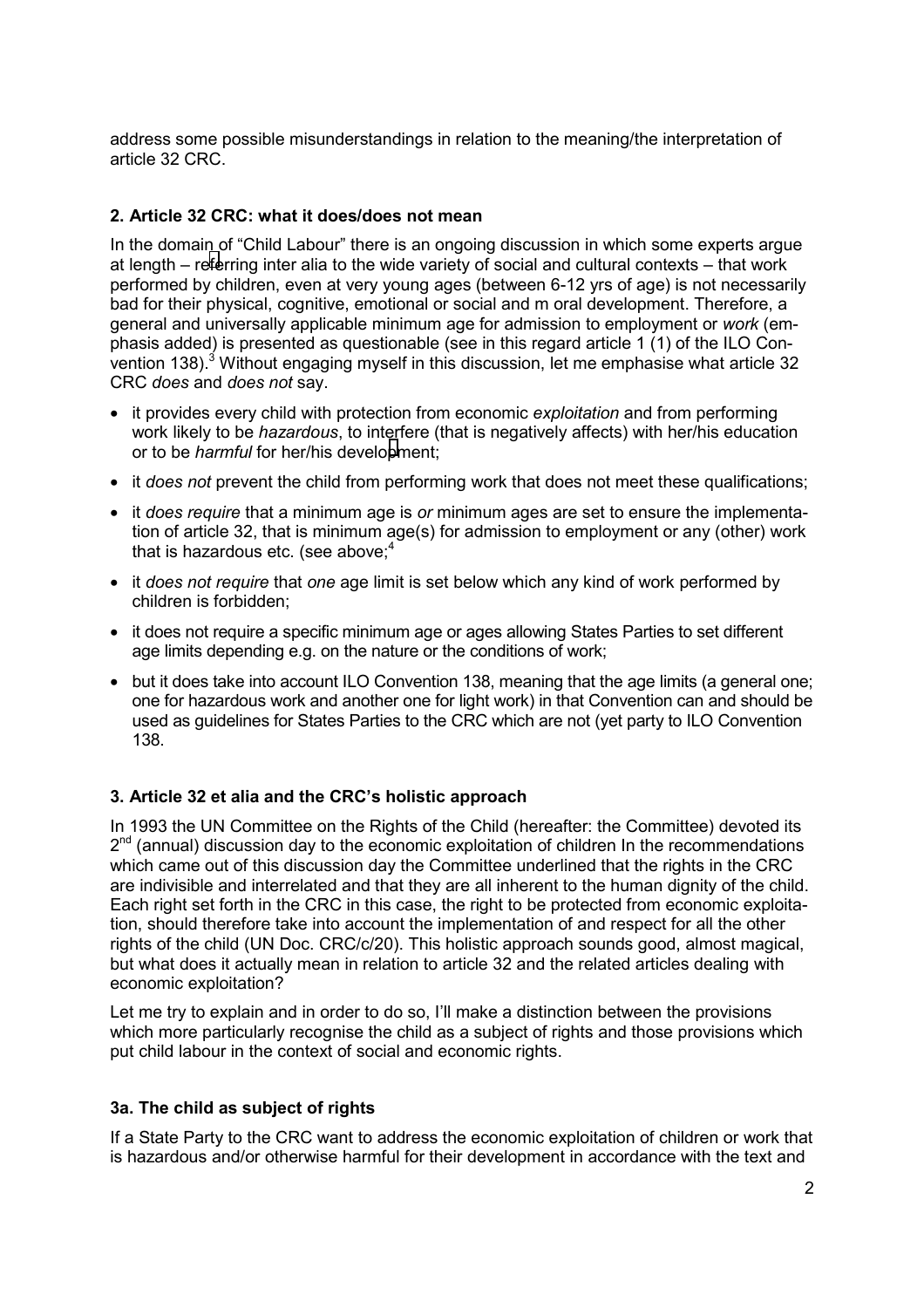address some possible misunderstandings in relation to the meaning/the interpretation of article 32 CRC.

## 2. Article 32 CRC: what it does/does not mean

In the domain of "Child Labour" there is an ongoing discussion in which some experts argue at length – referring inter alia to the wide variety of social and cultural contexts – that work performed by children, even at very young ages (between 6-12 yrs of age) is not necessarily bad for their physical, cognitive, emotional or social and m oral development. Therefore, a general and universally applicable minimum age for admission to employment or *work* (emphasis added) is presented as questionable (see in this regard article 1 (1) of the ILO Convention 138).[3] Without engaging myself in this discussion, let me emphasise what article 32 CRC *does* and *does not* say.

- it provides every child with protection from economic *exploitation* and from performing work likely to be *hazardous*, to interfere (that is negatively affects) with her/his education or to be *harmful* for her/his development;
- it *does not* prevent the child from performing work that does not meet these qualifications;
- it *does require* that a minimum age is *or* minimum ages are set to ensure the implementation of article 32, that is minimum age(s) for admission to employment or any (other) work that is hazardous etc. (see above;[4]
- it *does not require* that *one* age limit is set below which any kind of work performed by children is forbidden;
- it does not require a specific minimum age or ages allowing States Parties to set different age limits depending e.g. on the nature or the conditions of work;
- but it does take into account ILO Convention 138, meaning that the age limits (a general one; one for hazardous work and another one for light work) in that Convention can and should be used as guidelines for States Parties to the CRC which are not (yet party to ILO Convention 138.

## 3. Article 32 et alia and the CRC's holistic approach

In 1993 the UN Committee on the Rights of the Child (hereafter: the Committee) devoted its 2nd (annual) discussion day to the economic exploitation of children In the recommendations which came out of this discussion day the Committee underlined that the rights in the CRC are indivisible and interrelated and that they are all inherent to the human dignity of the child. Each right set forth in the CRC in this case, the right to be protected from economic exploitation, should therefore take into account the implementation of and respect for all the other rights of the child (UN Doc. CRC/c/20). This holistic approach sounds good, almost magical, but what does it actually mean in relation to article 32 and the related articles dealing with economic exploitation?

Let me try to explain and in order to do so, I'll make a distinction between the provisions which more particularly recognise the child as a subject of rights and those provisions which put child labour in the context of social and economic rights.

### 3a. The child as subject of rights

If a State Party to the CRC want to address the economic exploitation of children or work that is hazardous and/or otherwise harmful for their development in accordance with the text and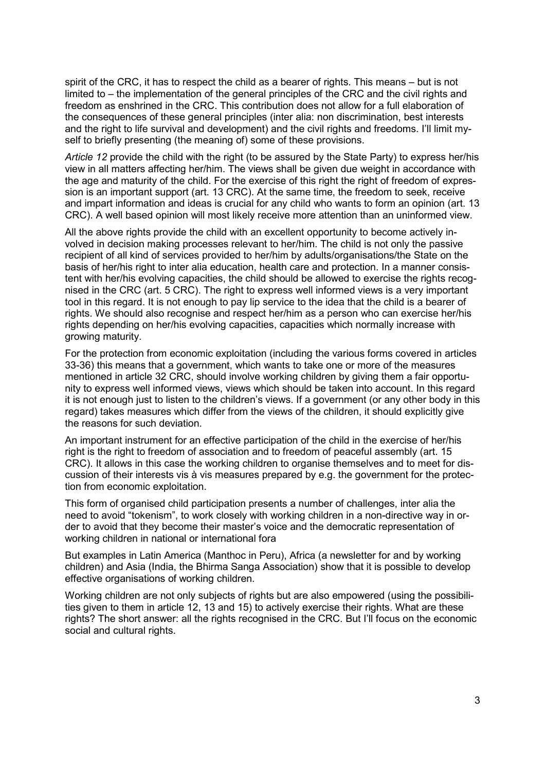spirit of the CRC, it has to respect the child as a bearer of rights. This means – but is not limited to – the implementation of the general principles of the CRC and the civil rights and freedom as enshrined in the CRC. This contribution does not allow for a full elaboration of the consequences of these general principles (inter alia: non discrimination, best interests and the right to life survival and development) and the civil rights and freedoms. I'll limit myself to briefly presenting (the meaning of) some of these provisions.

*Article 12* provide the child with the right (to be assured by the State Party) to express her/his view in all matters affecting her/him. The views shall be given due weight in accordance with the age and maturity of the child. For the exercise of this right the right of freedom of expression is an important support (art. 13 CRC). At the same time, the freedom to seek, receive and impart information and ideas is crucial for any child who wants to form an opinion (art. 13 CRC). A well based opinion will most likely receive more attention than an uninformed view.

All the above rights provide the child with an excellent opportunity to become actively involved in decision making processes relevant to her/him. The child is not only the passive recipient of all kind of services provided to her/him by adults/organisations/the State on the basis of her/his right to inter alia education, health care and protection. In a manner consistent with her/his evolving capacities, the child should be allowed to exercise the rights recognised in the CRC (art. 5 CRC). The right to express well informed views is a very important tool in this regard. It is not enough to pay lip service to the idea that the child is a bearer of rights. We should also recognise and respect her/him as a person who can exercise her/his rights depending on her/his evolving capacities, capacities which normally increase with growing maturity.

For the protection from economic exploitation (including the various forms covered in articles 33-36) this means that a government, which wants to take one or more of the measures mentioned in article 32 CRC, should involve working children by giving them a fair opportunity to express well informed views, views which should be taken into account. In this regard it is not enough just to listen to the children's views. If a government (or any other body in this regard) takes measures which differ from the views of the children, it should explicitly give the reasons for such deviation.

An important instrument for an effective participation of the child in the exercise of her/his right is the right to freedom of association and to freedom of peaceful assembly (art. 15 CRC). It allows in this case the working children to organise themselves and to meet for discussion of their interests vis à vis measures prepared by e.g. the government for the protection from economic exploitation.

This form of organised child participation presents a number of challenges, inter alia the need to avoid "tokenism", to work closely with working children in a non-directive way in order to avoid that they become their master's voice and the democratic representation of working children in national or international fora

But examples in Latin America (Manthoc in Peru), Africa (a newsletter for and by working children) and Asia (India, the Bhirma Sanga Association) show that it is possible to develop effective organisations of working children.

Working children are not only subjects of rights but are also empowered (using the possibilities given to them in article 12, 13 and 15) to actively exercise their rights. What are these rights? The short answer: all the rights recognised in the CRC. But I'll focus on the economic social and cultural rights.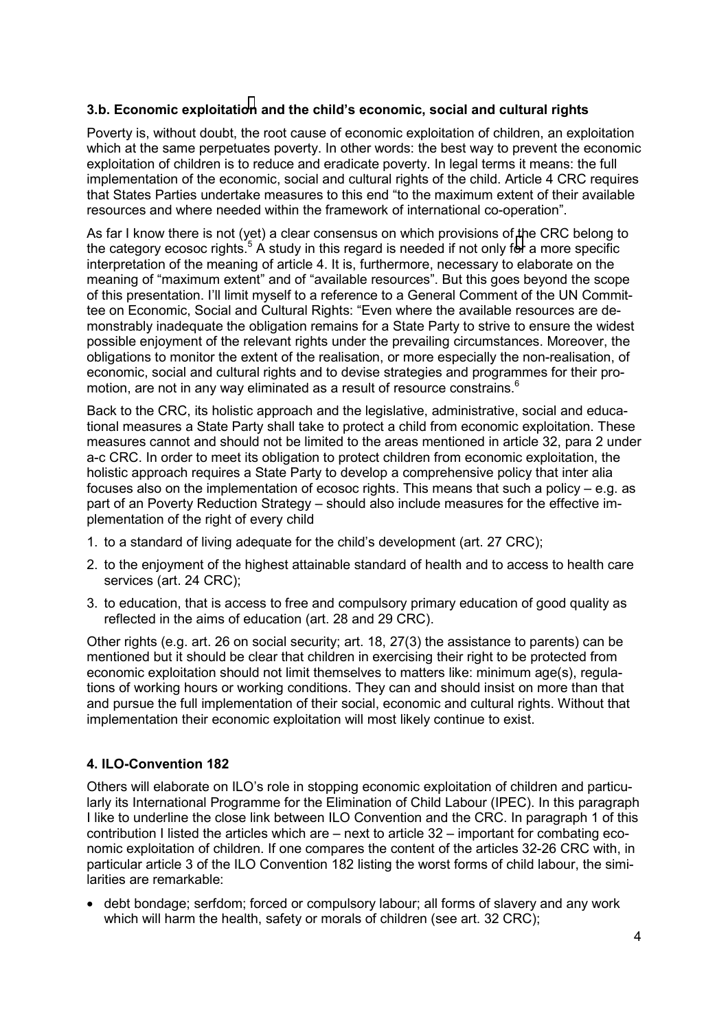### 3.b. Economic exploitation and the child's economic, social and cultural rights

Poverty is, without doubt, the root cause of economic exploitation of children, an exploitation which at the same perpetuates poverty. In other words: the best way to prevent the economic exploitation of children is to reduce and eradicate poverty. In legal terms it means: the full implementation of the economic, social and cultural rights of the child. Article 4 CRC requires that States Parties undertake measures to this end "to the maximum extent of their available resources and where needed within the framework of international co-operation".

As far I know there is not (yet) a clear consensus on which provisions of the CRC belong to the category ecosoc rights.[5] A study in this regard is needed if not only for a more specific interpretation of the meaning of article 4. It is, furthermore, necessary to elaborate on the meaning of "maximum extent" and of "available resources". But this goes beyond the scope of this presentation. I'll limit myself to a reference to a General Comment of the UN Committee on Economic, Social and Cultural Rights: "Even where the available resources are demonstrably inadequate the obligation remains for a State Party to strive to ensure the widest possible enjoyment of the relevant rights under the prevailing circumstances. Moreover, the obligations to monitor the extent of the realisation, or more especially the non-realisation, of economic, social and cultural rights and to devise strategies and programmes for their promotion, are not in any way eliminated as a result of resource constrains.[6]

Back to the CRC, its holistic approach and the legislative, administrative, social and educational measures a State Party shall take to protect a child from economic exploitation. These measures cannot and should not be limited to the areas mentioned in article 32, para 2 under a-c CRC. In order to meet its obligation to protect children from economic exploitation, the holistic approach requires a State Party to develop a comprehensive policy that inter alia focuses also on the implementation of ecosoc rights. This means that such a policy – e.g. as part of an Poverty Reduction Strategy – should also include measures for the effective implementation of the right of every child

1. to a standard of living adequate for the child's development (art. 27 CRC);
2. to the enjoyment of the highest attainable standard of health and to access to health care services (art. 24 CRC);
3. to education, that is access to free and compulsory primary education of good quality as reflected in the aims of education (art. 28 and 29 CRC).

Other rights (e.g. art. 26 on social security; art. 18, 27(3) the assistance to parents) can be mentioned but it should be clear that children in exercising their right to be protected from economic exploitation should not limit themselves to matters like: minimum age(s), regulations of working hours or working conditions. They can and should insist on more than that and pursue the full implementation of their social, economic and cultural rights. Without that implementation their economic exploitation will most likely continue to exist.

### 4. ILO-Convention 182

Others will elaborate on ILO's role in stopping economic exploitation of children and particularly its International Programme for the Elimination of Child Labour (IPEC). In this paragraph I like to underline the close link between ILO Convention and the CRC. In paragraph 1 of this contribution I listed the articles which are – next to article 32 – important for combating economic exploitation of children. If one compares the content of the articles 32-26 CRC with, in particular article 3 of the ILO Convention 182 listing the worst forms of child labour, the similarities are remarkable:

- debt bondage; serfdom; forced or compulsory labour; all forms of slavery and any work which will harm the health, safety or morals of children (see art. 32 CRC);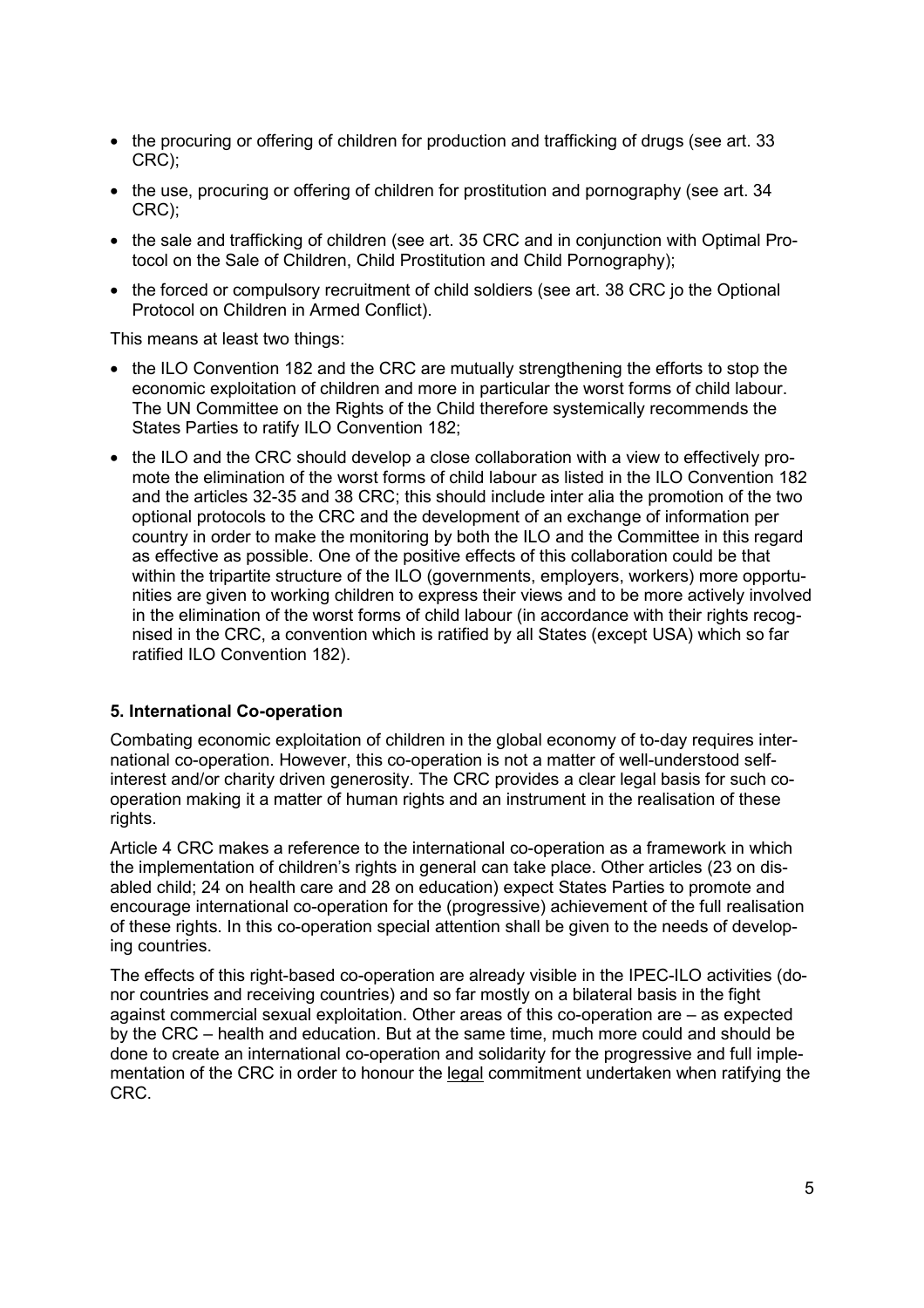- the procuring or offering of children for production and trafficking of drugs (see art. 33 CRC);
- the use, procuring or offering of children for prostitution and pornography (see art. 34 CRC);
- the sale and trafficking of children (see art. 35 CRC and in conjunction with Optimal Protocol on the Sale of Children, Child Prostitution and Child Pornography);
- the forced or compulsory recruitment of child soldiers (see art. 38 CRC jo the Optional Protocol on Children in Armed Conflict).

This means at least two things:

- the ILO Convention 182 and the CRC are mutually strengthening the efforts to stop the economic exploitation of children and more in particular the worst forms of child labour. The UN Committee on the Rights of the Child therefore systemically recommends the States Parties to ratify ILO Convention 182;
- the ILO and the CRC should develop a close collaboration with a view to effectively promote the elimination of the worst forms of child labour as listed in the ILO Convention 182 and the articles 32-35 and 38 CRC; this should include inter alia the promotion of the two optional protocols to the CRC and the development of an exchange of information per country in order to make the monitoring by both the ILO and the Committee in this regard as effective as possible. One of the positive effects of this collaboration could be that within the tripartite structure of the ILO (governments, employers, workers) more opportunities are given to working children to express their views and to be more actively involved in the elimination of the worst forms of child labour (in accordance with their rights recognised in the CRC, a convention which is ratified by all States (except USA) which so far ratified ILO Convention 182).

### 5. International Co-operation

Combating economic exploitation of children in the global economy of to-day requires international co-operation. However, this co-operation is not a matter of well-understood self-interest and/or charity driven generosity. The CRC provides a clear legal basis for such co-operation making it a matter of human rights and an instrument in the realisation of these rights.

Article 4 CRC makes a reference to the international co-operation as a framework in which the implementation of children's rights in general can take place. Other articles (23 on disabled child; 24 on health care and 28 on education) expect States Parties to promote and encourage international co-operation for the (progressive) achievement of the full realisation of these rights. In this co-operation special attention shall be given to the needs of developing countries.

The effects of this right-based co-operation are already visible in the IPEC-ILO activities (donor countries and receiving countries) and so far mostly on a bilateral basis in the fight against commercial sexual exploitation. Other areas of this co-operation are – as expected by the CRC – health and education. But at the same time, much more could and should be done to create an international co-operation and solidarity for the progressive and full implementation of the CRC in order to honour the legal commitment undertaken when ratifying the CRC.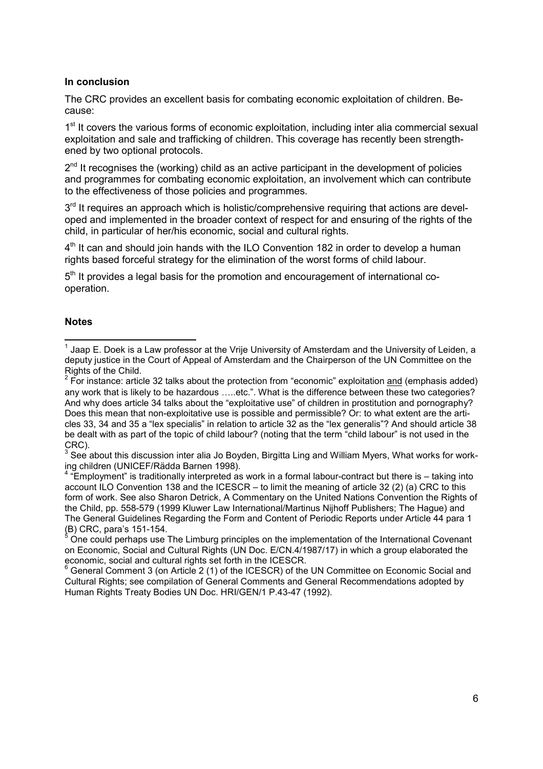**In conclusion**

The CRC provides an excellent basis for combating economic exploitation of children. Because:

1st It covers the various forms of economic exploitation, including inter alia commercial sexual exploitation and sale and trafficking of children. This coverage has recently been strengthened by two optional protocols.

2nd It recognises the (working) child as an active participant in the development of policies and programmes for combating economic exploitation, an involvement which can contribute to the effectiveness of those policies and programmes.

3rd It requires an approach which is holistic/comprehensive requiring that actions are developed and implemented in the broader context of respect for and ensuring of the rights of the child, in particular of her/his economic, social and cultural rights.

4th It can and should join hands with the ILO Convention 182 in order to develop a human rights based forceful strategy for the elimination of the worst forms of child labour.

5th It provides a legal basis for the promotion and encouragement of international co-operation.

**Notes**

[1] Jaap E. Doek is a Law professor at the Vrije University of Amsterdam and the University of Leiden, a deputy justice in the Court of Appeal of Amsterdam and the Chairperson of the UN Committee on the Rights of the Child.

[2] For instance: article 32 talks about the protection from "economic" exploitation and (emphasis added) any work that is likely to be hazardous …..etc.". What is the difference between these two categories? And why does article 34 talks about the "exploitative use" of children in prostitution and pornography? Does this mean that non-exploitative use is possible and permissible? Or: to what extent are the articles 33, 34 and 35 a "lex specialis" in relation to article 32 as the "lex generalis"? And should article 38 be dealt with as part of the topic of child labour? (noting that the term "child labour" is not used in the CRC).

[3] See about this discussion inter alia Jo Boyden, Birgitta Ling and William Myers, What works for working children (UNICEF/Rädda Barnen 1998).

[4] "Employment" is traditionally interpreted as work in a formal labour-contract but there is – taking into account ILO Convention 138 and the ICESCR – to limit the meaning of article 32 (2) (a) CRC to this form of work. See also Sharon Detrick, A Commentary on the United Nations Convention the Rights of the Child, pp. 558-579 (1999 Kluwer Law International/Martinus Nijhoff Publishers; The Hague) and The General Guidelines Regarding the Form and Content of Periodic Reports under Article 44 para 1 (B) CRC, para's 151-154.

[5] One could perhaps use The Limburg principles on the implementation of the International Covenant on Economic, Social and Cultural Rights (UN Doc. E/CN.4/1987/17) in which a group elaborated the economic, social and cultural rights set forth in the ICESCR.

[6] General Comment 3 (on Article 2 (1) of the ICESCR) of the UN Committee on Economic Social and Cultural Rights; see compilation of General Comments and General Recommendations adopted by Human Rights Treaty Bodies UN Doc. HRI/GEN/1 P.43-47 (1992).